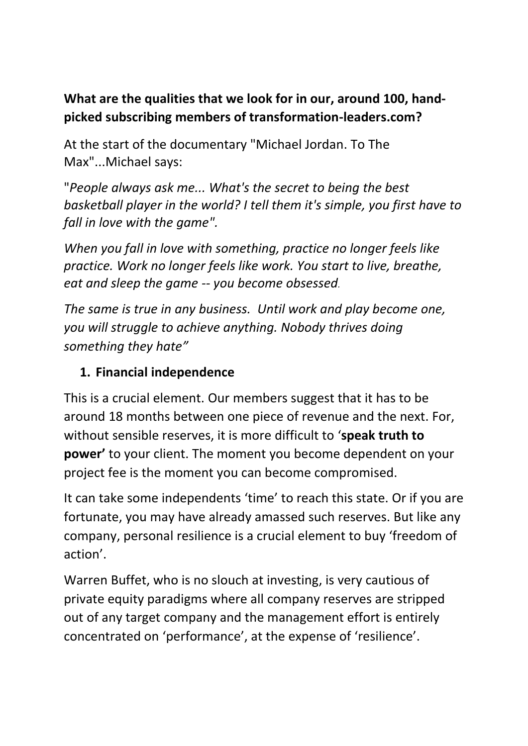**What are the qualities that we look for in our, around 100, hand-picked subscribing members of transformation-leaders.com?**

At the start of the documentary "Michael Jordan. To The Max"...Michael says:

"*People always ask me... What's the secret to being the best basketball player in the world? I tell them it's simple, you first have to fall in love with the game".*

*When you fall in love with something, practice no longer feels like practice. Work no longer feels like work. You start to live, breathe, eat and sleep the game -- you become obsessed.*

*The same is true in any business. Until work and play become one, you will struggle to achieve anything. Nobody thrives doing something they hate"*

1. **Financial independence**

This is a crucial element. Our members suggest that it has to be around 18 months between one piece of revenue and the next. For, without sensible reserves, it is more difficult to '**speak truth to power'** to your client. The moment you become dependent on your project fee is the moment you can become compromised.

It can take some independents 'time' to reach this state. Or if you are fortunate, you may have already amassed such reserves. But like any company, personal resilience is a crucial element to buy 'freedom of action'.

Warren Buffet, who is no slouch at investing, is very cautious of private equity paradigms where all company reserves are stripped out of any target company and the management effort is entirely concentrated on 'performance', at the expense of 'resilience'.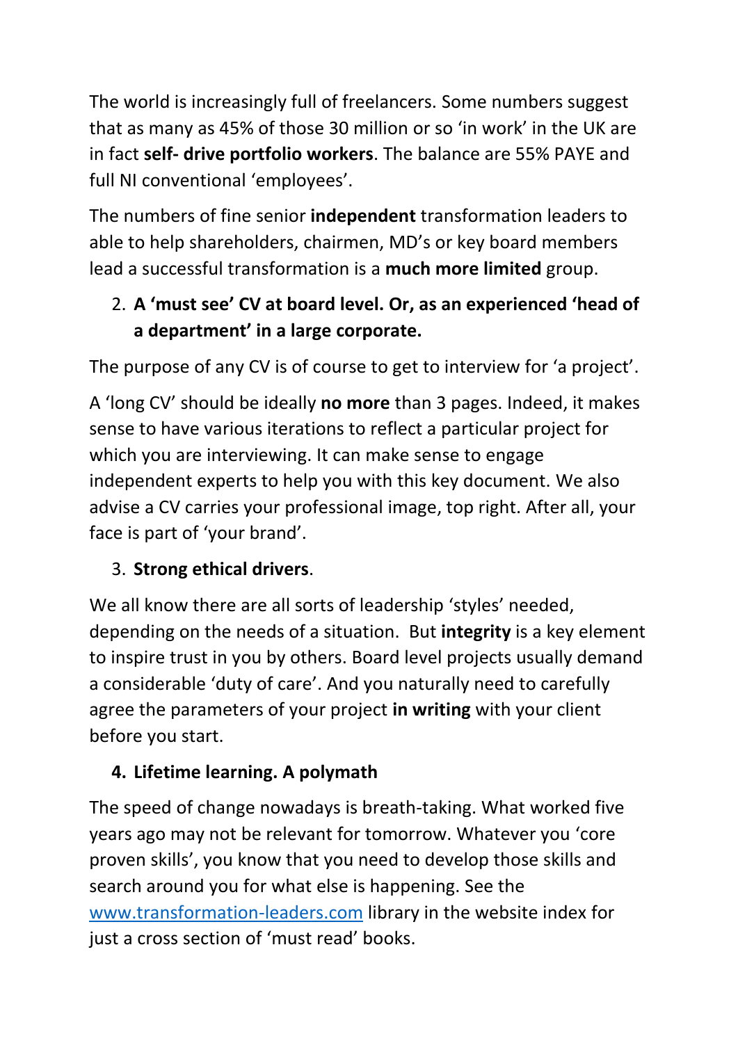The world is increasingly full of freelancers. Some numbers suggest that as many as 45% of those 30 million or so 'in work' in the UK are in fact **self- drive portfolio workers**. The balance are 55% PAYE and full NI conventional 'employees'.

The numbers of fine senior **independent** transformation leaders to able to help shareholders, chairmen, MD's or key board members lead a successful transformation is a **much more limited** group.

2. **A 'must see' CV at board level. Or, as an experienced 'head of a department' in a large corporate.**

The purpose of any CV is of course to get to interview for 'a project'.

A 'long CV' should be ideally **no more** than 3 pages. Indeed, it makes sense to have various iterations to reflect a particular project for which you are interviewing. It can make sense to engage independent experts to help you with this key document. We also advise a CV carries your professional image, top right. After all, your face is part of 'your brand'.

3. **Strong ethical drivers**.

We all know there are all sorts of leadership 'styles' needed, depending on the needs of a situation. But **integrity** is a key element to inspire trust in you by others. Board level projects usually demand a considerable 'duty of care'. And you naturally need to carefully agree the parameters of your project **in writing** with your client before you start.

4. **Lifetime learning. A polymath**

The speed of change nowadays is breath-taking. What worked five years ago may not be relevant for tomorrow. Whatever you 'core proven skills', you know that you need to develop those skills and search around you for what else is happening. See the [www.transformation-leaders.com](http://www.transformation-leaders.com) library in the website index for just a cross section of 'must read' books.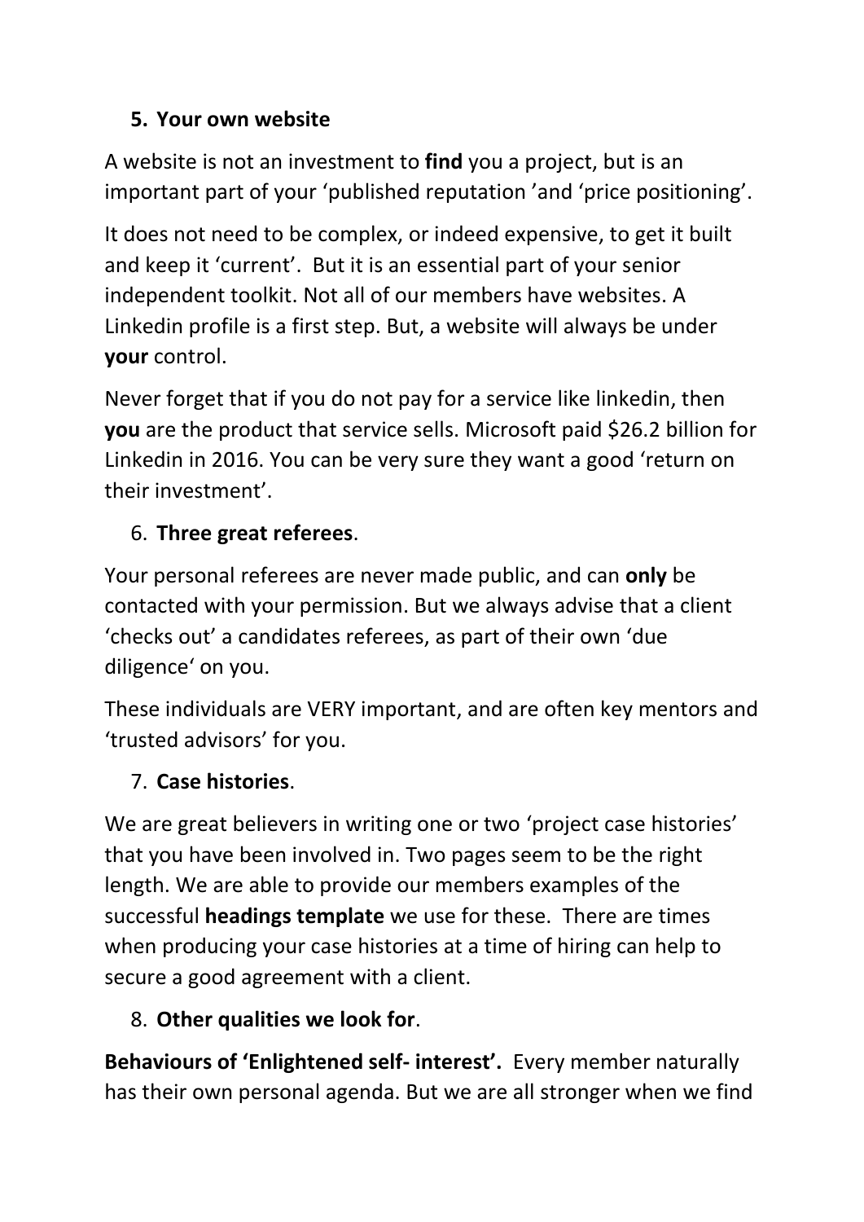5. **Your own website**

A website is not an investment to **find** you a project, but is an important part of your 'published reputation 'and 'price positioning'.

It does not need to be complex, or indeed expensive, to get it built and keep it 'current'. But it is an essential part of your senior independent toolkit. Not all of our members have websites. A Linkedin profile is a first step. But, a website will always be under **your** control.

Never forget that if you do not pay for a service like linkedin, then **you** are the product that service sells. Microsoft paid $26.2 billion for Linkedin in 2016. You can be very sure they want a good 'return on their investment'.

6. **Three great referees**.

Your personal referees are never made public, and can **only** be contacted with your permission. But we always advise that a client 'checks out' a candidates referees, as part of their own 'due diligence' on you.

These individuals are VERY important, and are often key mentors and 'trusted advisors' for you.

7. **Case histories**.

We are great believers in writing one or two 'project case histories' that you have been involved in. Two pages seem to be the right length. We are able to provide our members examples of the successful **headings template** we use for these. There are times when producing your case histories at a time of hiring can help to secure a good agreement with a client.

8. **Other qualities we look for**.

**Behaviours of 'Enlightened self- interest'.** Every member naturally has their own personal agenda. But we are all stronger when we find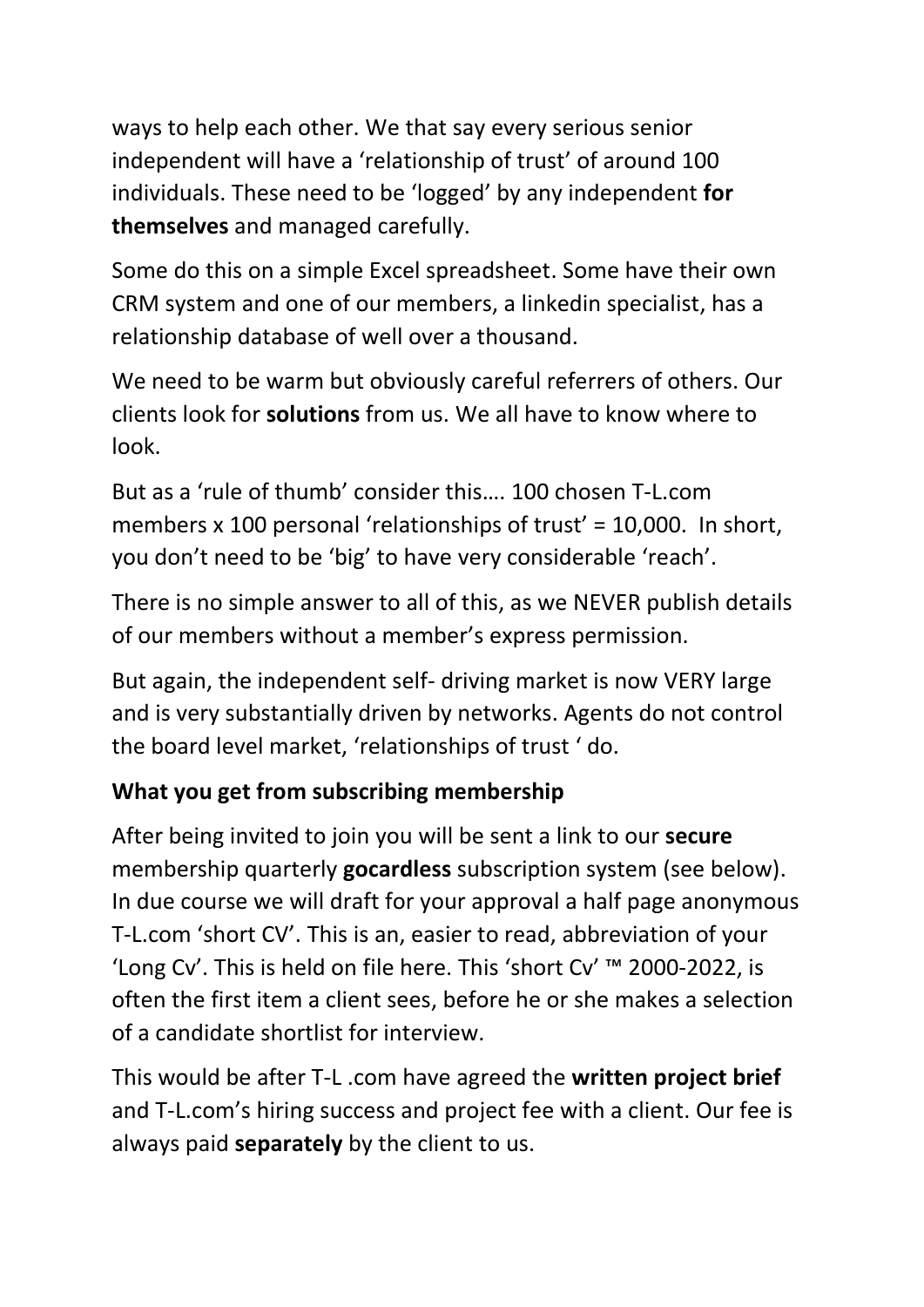ways to help each other. We that say every serious senior independent will have a 'relationship of trust' of around 100 individuals. These need to be 'logged' by any independent **for themselves** and managed carefully.

Some do this on a simple Excel spreadsheet. Some have their own CRM system and one of our members, a linkedin specialist, has a relationship database of well over a thousand.

We need to be warm but obviously careful referrers of others. Our clients look for **solutions** from us. We all have to know where to look.

But as a 'rule of thumb' consider this…. 100 chosen T-L.com members x 100 personal 'relationships of trust' = 10,000. In short, you don't need to be 'big' to have very considerable 'reach'.

There is no simple answer to all of this, as we NEVER publish details of our members without a member's express permission.

But again, the independent self- driving market is now VERY large and is very substantially driven by networks. Agents do not control the board level market, 'relationships of trust ' do.

**What you get from subscribing membership**

After being invited to join you will be sent a link to our **secure** membership quarterly **gocardless** subscription system (see below). In due course we will draft for your approval a half page anonymous T-L.com 'short CV'. This is an, easier to read, abbreviation of your 'Long Cv'. This is held on file here. This 'short Cv' ™ 2000-2022, is often the first item a client sees, before he or she makes a selection of a candidate shortlist for interview.

This would be after T-L .com have agreed the **written project brief** and T-L.com's hiring success and project fee with a client. Our fee is always paid **separately** by the client to us.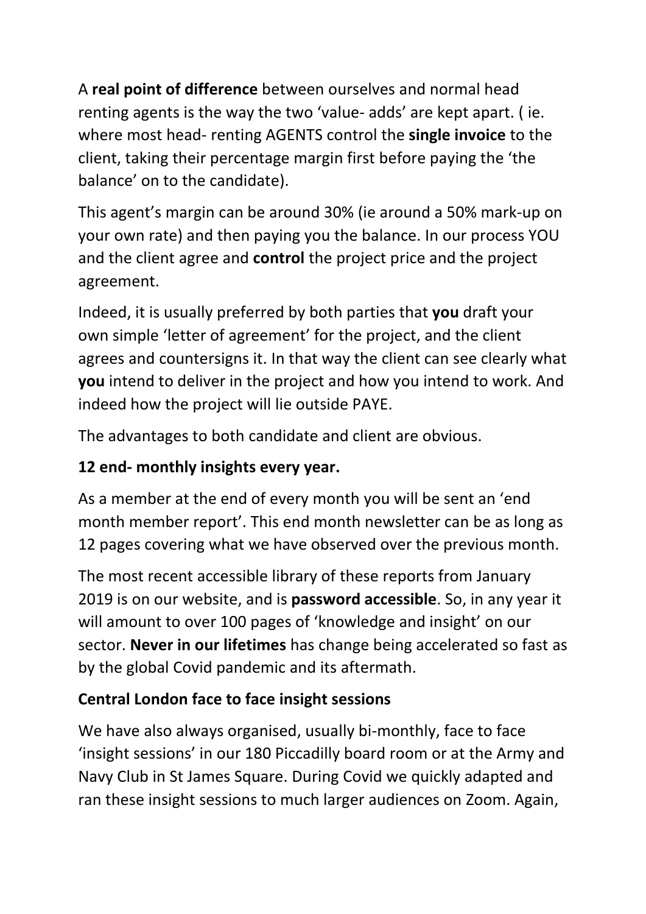A **real point of difference** between ourselves and normal head renting agents is the way the two 'value- adds' are kept apart. ( ie. where most head- renting AGENTS control the **single invoice** to the client, taking their percentage margin first before paying the 'the balance' on to the candidate).

This agent's margin can be around 30% (ie around a 50% mark-up on your own rate) and then paying you the balance. In our process YOU and the client agree and **control** the project price and the project agreement.

Indeed, it is usually preferred by both parties that **you** draft your own simple 'letter of agreement' for the project, and the client agrees and countersigns it. In that way the client can see clearly what **you** intend to deliver in the project and how you intend to work. And indeed how the project will lie outside PAYE.

The advantages to both candidate and client are obvious.

**12 end- monthly insights every year.**

As a member at the end of every month you will be sent an 'end month member report'. This end month newsletter can be as long as 12 pages covering what we have observed over the previous month.

The most recent accessible library of these reports from January 2019 is on our website, and is **password accessible**. So, in any year it will amount to over 100 pages of 'knowledge and insight' on our sector. **Never in our lifetimes** has change being accelerated so fast as by the global Covid pandemic and its aftermath.

**Central London face to face insight sessions**

We have also always organised, usually bi-monthly, face to face 'insight sessions' in our 180 Piccadilly board room or at the Army and Navy Club in St James Square. During Covid we quickly adapted and ran these insight sessions to much larger audiences on Zoom. Again,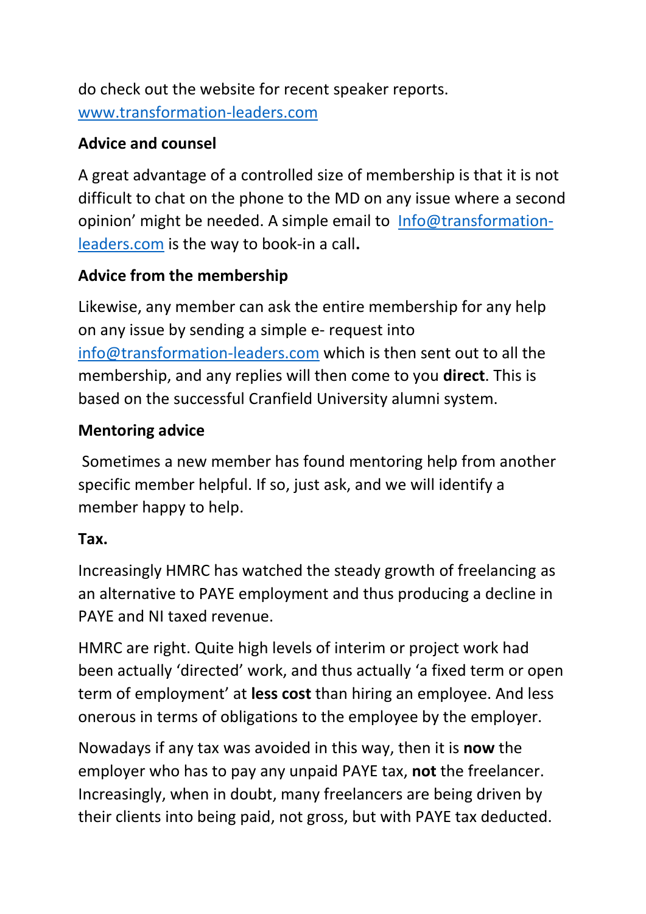do check out the website for recent speaker reports. [www.transformation-leaders.com](http://www.transformation-leaders.com)

**Advice and counsel**

A great advantage of a controlled size of membership is that it is not difficult to chat on the phone to the MD on any issue where a second opinion' might be needed. A simple email to [Info@transformation-leaders.com](mailto:Info@transformation-leaders.com) is the way to book-in a call**.**

**Advice from the membership**

Likewise, any member can ask the entire membership for any help on any issue by sending a simple e- request into [info@transformation-leaders.com](mailto:info@transformation-leaders.com) which is then sent out to all the membership, and any replies will then come to you **direct**. This is based on the successful Cranfield University alumni system.

**Mentoring advice**

Sometimes a new member has found mentoring help from another specific member helpful. If so, just ask, and we will identify a member happy to help.

**Tax.**

Increasingly HMRC has watched the steady growth of freelancing as an alternative to PAYE employment and thus producing a decline in PAYE and NI taxed revenue.

HMRC are right. Quite high levels of interim or project work had been actually 'directed' work, and thus actually 'a fixed term or open term of employment' at **less cost** than hiring an employee. And less onerous in terms of obligations to the employee by the employer.

Nowadays if any tax was avoided in this way, then it is **now** the employer who has to pay any unpaid PAYE tax, **not** the freelancer. Increasingly, when in doubt, many freelancers are being driven by their clients into being paid, not gross, but with PAYE tax deducted.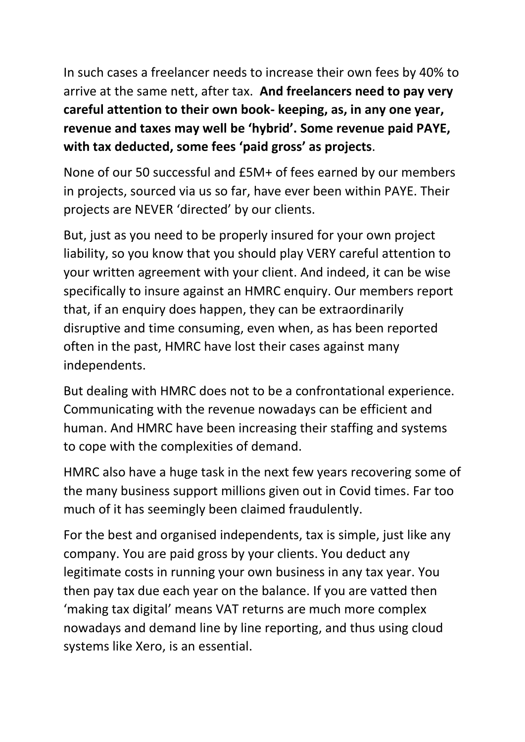In such cases a freelancer needs to increase their own fees by 40% to arrive at the same nett, after tax. **And freelancers need to pay very careful attention to their own book- keeping, as, in any one year, revenue and taxes may well be 'hybrid'. Some revenue paid PAYE, with tax deducted, some fees 'paid gross' as projects**.

None of our 50 successful and £5M+ of fees earned by our members in projects, sourced via us so far, have ever been within PAYE. Their projects are NEVER 'directed' by our clients.

But, just as you need to be properly insured for your own project liability, so you know that you should play VERY careful attention to your written agreement with your client. And indeed, it can be wise specifically to insure against an HMRC enquiry. Our members report that, if an enquiry does happen, they can be extraordinarily disruptive and time consuming, even when, as has been reported often in the past, HMRC have lost their cases against many independents.

But dealing with HMRC does not to be a confrontational experience. Communicating with the revenue nowadays can be efficient and human. And HMRC have been increasing their staffing and systems to cope with the complexities of demand.

HMRC also have a huge task in the next few years recovering some of the many business support millions given out in Covid times. Far too much of it has seemingly been claimed fraudulently.

For the best and organised independents, tax is simple, just like any company. You are paid gross by your clients. You deduct any legitimate costs in running your own business in any tax year. You then pay tax due each year on the balance. If you are vatted then 'making tax digital' means VAT returns are much more complex nowadays and demand line by line reporting, and thus using cloud systems like Xero, is an essential.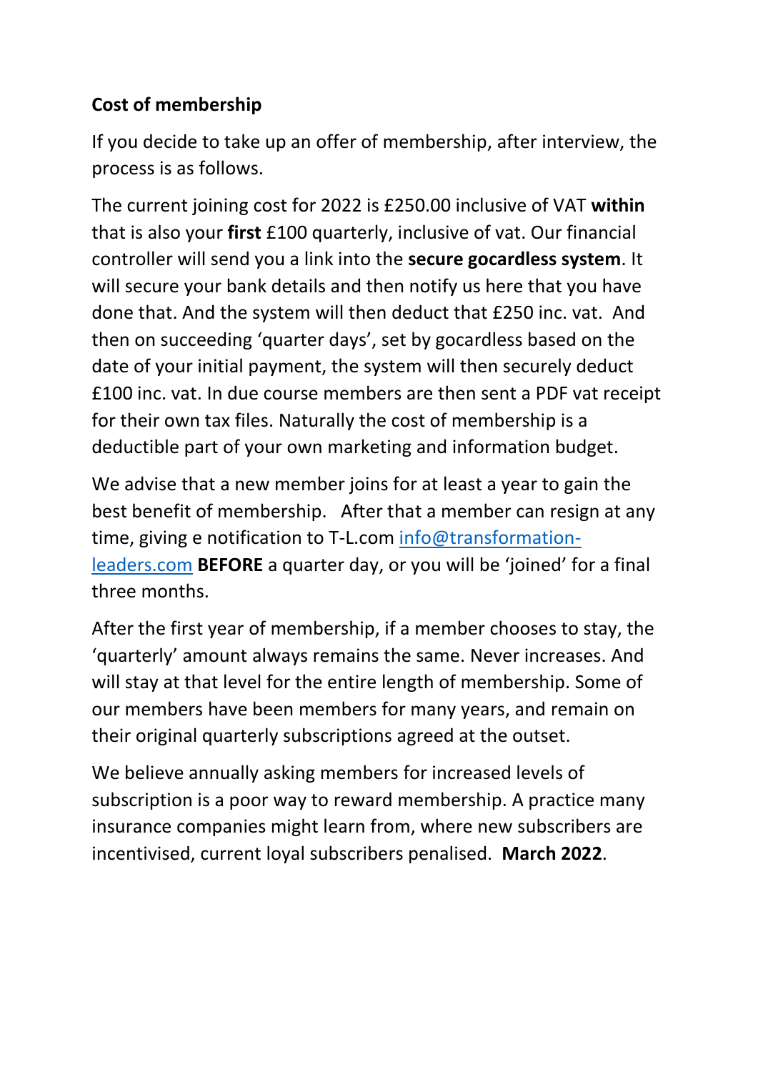**Cost of membership**

If you decide to take up an offer of membership, after interview, the process is as follows.

The current joining cost for 2022 is £250.00 inclusive of VAT **within** that is also your **first** £100 quarterly, inclusive of vat. Our financial controller will send you a link into the **secure gocardless system**. It will secure your bank details and then notify us here that you have done that. And the system will then deduct that £250 inc. vat. And then on succeeding 'quarter days', set by gocardless based on the date of your initial payment, the system will then securely deduct £100 inc. vat. In due course members are then sent a PDF vat receipt for their own tax files. Naturally the cost of membership is a deductible part of your own marketing and information budget.

We advise that a new member joins for at least a year to gain the best benefit of membership. After that a member can resign at any time, giving e notification to T-L.com [info@transformation-leaders.com](mailto:info@transformation-leaders.com) **BEFORE** a quarter day, or you will be 'joined' for a final three months.

After the first year of membership, if a member chooses to stay, the 'quarterly' amount always remains the same. Never increases. And will stay at that level for the entire length of membership. Some of our members have been members for many years, and remain on their original quarterly subscriptions agreed at the outset.

We believe annually asking members for increased levels of subscription is a poor way to reward membership. A practice many insurance companies might learn from, where new subscribers are incentivised, current loyal subscribers penalised. **March 2022**.